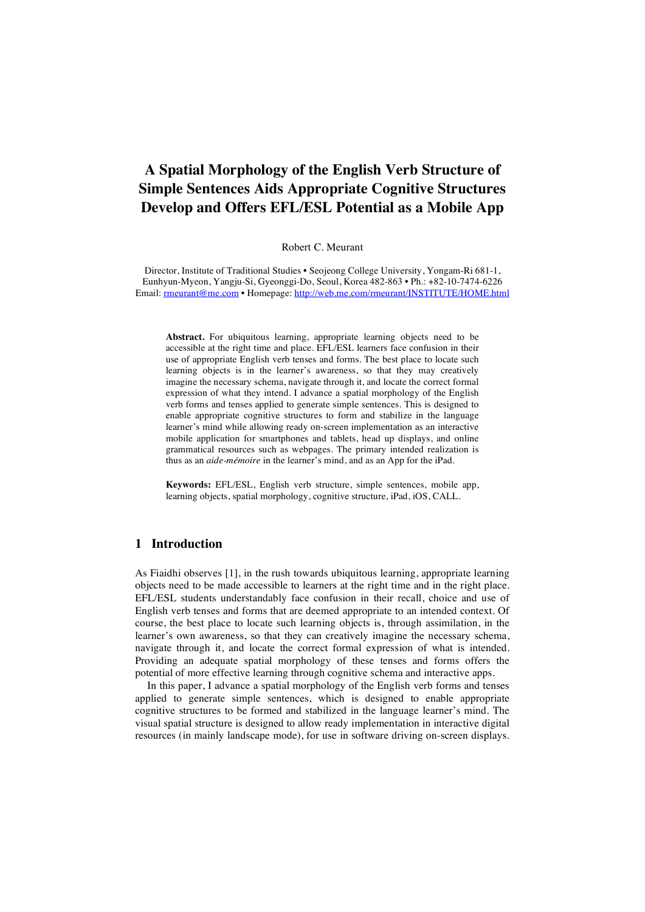# A Spatial Morphology of the English Verb Structure of Simple Sentences Aids Appropriate Cognitive Structures Develop and Offers EFL/ESL Potential as a Mobile App

Robert C. Meurant

Director, Institute of Traditional Studies • Seojeong College University, Yongam-Ri 681-1, Eunhyun-Myeon, Yangju-Si, Gyeonggi-Do, Seoul, Korea 482-863 • Ph.: +82-10-7474-6226
Email: rmeurant@me.com • Homepage: http://web.me.com/rmeurant/INSTITUTE/HOME.html

**Abstract.** For ubiquitous learning, appropriate learning objects need to be accessible at the right time and place. EFL/ESL learners face confusion in their use of appropriate English verb tenses and forms. The best place to locate such learning objects is in the learner's awareness, so that they may creatively imagine the necessary schema, navigate through it, and locate the correct formal expression of what they intend. I advance a spatial morphology of the English verb forms and tenses applied to generate simple sentences. This is designed to enable appropriate cognitive structures to form and stabilize in the language learner's mind while allowing ready on-screen implementation as an interactive mobile application for smartphones and tablets, head up displays, and online grammatical resources such as webpages. The primary intended realization is thus as an *aide-mémoire* in the learner's mind, and as an App for the iPad.

**Keywords:** EFL/ESL, English verb structure, simple sentences, mobile app, learning objects, spatial morphology, cognitive structure, iPad, iOS, CALL.

## 1 Introduction

As Fiaidhi observes [1], in the rush towards ubiquitous learning, appropriate learning objects need to be made accessible to learners at the right time and in the right place. EFL/ESL students understandably face confusion in their recall, choice and use of English verb tenses and forms that are deemed appropriate to an intended context. Of course, the best place to locate such learning objects is, through assimilation, in the learner's own awareness, so that they can creatively imagine the necessary schema, navigate through it, and locate the correct formal expression of what is intended. Providing an adequate spatial morphology of these tenses and forms offers the potential of more effective learning through cognitive schema and interactive apps.

In this paper, I advance a spatial morphology of the English verb forms and tenses applied to generate simple sentences, which is designed to enable appropriate cognitive structures to be formed and stabilized in the language learner's mind. The visual spatial structure is designed to allow ready implementation in interactive digital resources (in mainly landscape mode), for use in software driving on-screen displays.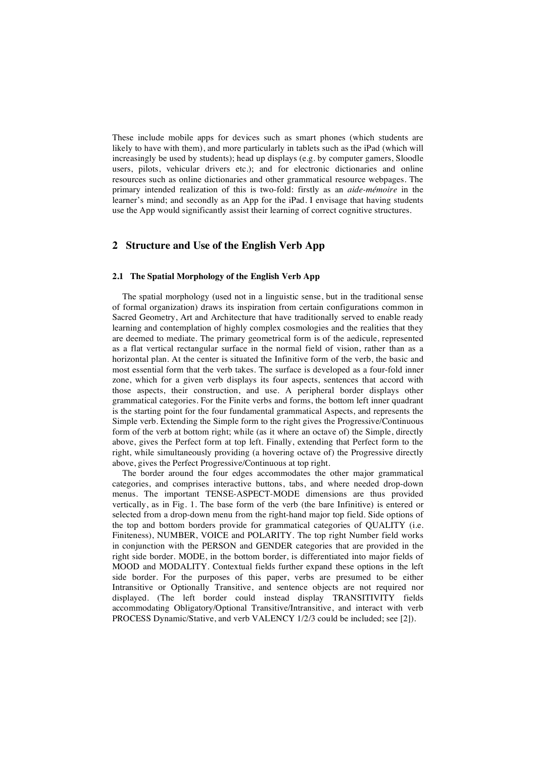These include mobile apps for devices such as smart phones (which students are likely to have with them), and more particularly in tablets such as the iPad (which will increasingly be used by students); head up displays (e.g. by computer gamers, Sloodle users, pilots, vehicular drivers etc.); and for electronic dictionaries and online resources such as online dictionaries and other grammatical resource webpages. The primary intended realization of this is two-fold: firstly as an *aide-mémoire* in the learner's mind; and secondly as an App for the iPad. I envisage that having students use the App would significantly assist their learning of correct cognitive structures.

## 2 Structure and Use of the English Verb App

### 2.1 The Spatial Morphology of the English Verb App

The spatial morphology (used not in a linguistic sense, but in the traditional sense of formal organization) draws its inspiration from certain configurations common in Sacred Geometry, Art and Architecture that have traditionally served to enable ready learning and contemplation of highly complex cosmologies and the realities that they are deemed to mediate. The primary geometrical form is of the aedicule, represented as a flat vertical rectangular surface in the normal field of vision, rather than as a horizontal plan. At the center is situated the Infinitive form of the verb, the basic and most essential form that the verb takes. The surface is developed as a four-fold inner zone, which for a given verb displays its four aspects, sentences that accord with those aspects, their construction, and use. A peripheral border displays other grammatical categories. For the Finite verbs and forms, the bottom left inner quadrant is the starting point for the four fundamental grammatical Aspects, and represents the Simple verb. Extending the Simple form to the right gives the Progressive/Continuous form of the verb at bottom right; while (as it where an octave of) the Simple, directly above, gives the Perfect form at top left. Finally, extending that Perfect form to the right, while simultaneously providing (a hovering octave of) the Progressive directly above, gives the Perfect Progressive/Continuous at top right.

The border around the four edges accommodates the other major grammatical categories, and comprises interactive buttons, tabs, and where needed drop-down menus. The important TENSE-ASPECT-MODE dimensions are thus provided vertically, as in Fig. 1. The base form of the verb (the bare Infinitive) is entered or selected from a drop-down menu from the right-hand major top field. Side options of the top and bottom borders provide for grammatical categories of QUALITY (i.e. Finiteness), NUMBER, VOICE and POLARITY. The top right Number field works in conjunction with the PERSON and GENDER categories that are provided in the right side border. MODE, in the bottom border, is differentiated into major fields of MOOD and MODALITY. Contextual fields further expand these options in the left side border. For the purposes of this paper, verbs are presumed to be either Intransitive or Optionally Transitive, and sentence objects are not required nor displayed. (The left border could instead display TRANSITIVITY fields accommodating Obligatory/Optional Transitive/Intransitive, and interact with verb PROCESS Dynamic/Stative, and verb VALENCY 1/2/3 could be included; see [2]).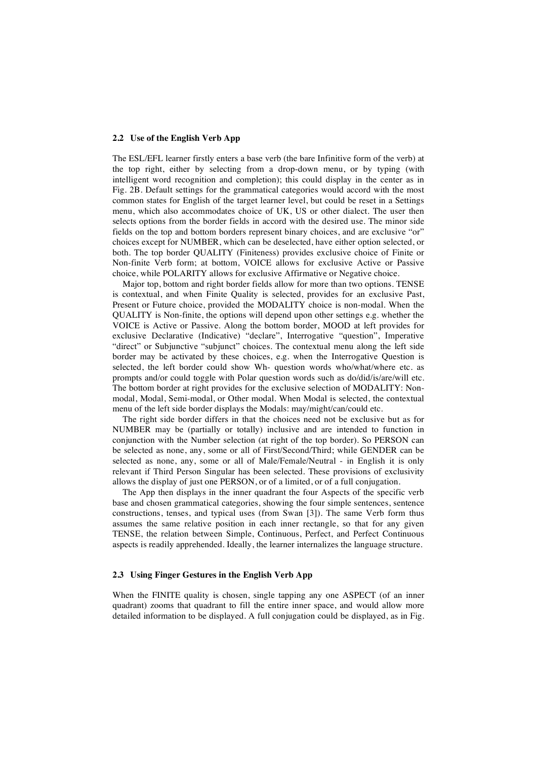### 2.2 Use of the English Verb App

The ESL/EFL learner firstly enters a base verb (the bare Infinitive form of the verb) at the top right, either by selecting from a drop-down menu, or by typing (with intelligent word recognition and completion); this could display in the center as in Fig. 2B. Default settings for the grammatical categories would accord with the most common states for English of the target learner level, but could be reset in a Settings menu, which also accommodates choice of UK, US or other dialect. The user then selects options from the border fields in accord with the desired use. The minor side fields on the top and bottom borders represent binary choices, and are exclusive "or" choices except for NUMBER, which can be deselected, have either option selected, or both. The top border QUALITY (Finiteness) provides exclusive choice of Finite or Non-finite Verb form; at bottom, VOICE allows for exclusive Active or Passive choice, while POLARITY allows for exclusive Affirmative or Negative choice.

Major top, bottom and right border fields allow for more than two options. TENSE is contextual, and when Finite Quality is selected, provides for an exclusive Past, Present or Future choice, provided the MODALITY choice is non-modal. When the QUALITY is Non-finite, the options will depend upon other settings e.g. whether the VOICE is Active or Passive. Along the bottom border, MOOD at left provides for exclusive Declarative (Indicative) "declare", Interrogative "question", Imperative "direct" or Subjunctive "subjunct" choices. The contextual menu along the left side border may be activated by these choices, e.g. when the Interrogative Question is selected, the left border could show Wh- question words who/what/where etc. as prompts and/or could toggle with Polar question words such as do/did/is/are/will etc. The bottom border at right provides for the exclusive selection of MODALITY: Non-modal, Modal, Semi-modal, or Other modal. When Modal is selected, the contextual menu of the left side border displays the Modals: may/might/can/could etc.

The right side border differs in that the choices need not be exclusive but as for NUMBER may be (partially or totally) inclusive and are intended to function in conjunction with the Number selection (at right of the top border). So PERSON can be selected as none, any, some or all of First/Second/Third; while GENDER can be selected as none, any, some or all of Male/Female/Neutral - in English it is only relevant if Third Person Singular has been selected. These provisions of exclusivity allows the display of just one PERSON, or of a limited, or of a full conjugation.

The App then displays in the inner quadrant the four Aspects of the specific verb base and chosen grammatical categories, showing the four simple sentences, sentence constructions, tenses, and typical uses (from Swan [3]). The same Verb form thus assumes the same relative position in each inner rectangle, so that for any given TENSE, the relation between Simple, Continuous, Perfect, and Perfect Continuous aspects is readily apprehended. Ideally, the learner internalizes the language structure.

### 2.3 Using Finger Gestures in the English Verb App

When the FINITE quality is chosen, single tapping any one ASPECT (of an inner quadrant) zooms that quadrant to fill the entire inner space, and would allow more detailed information to be displayed. A full conjugation could be displayed, as in Fig.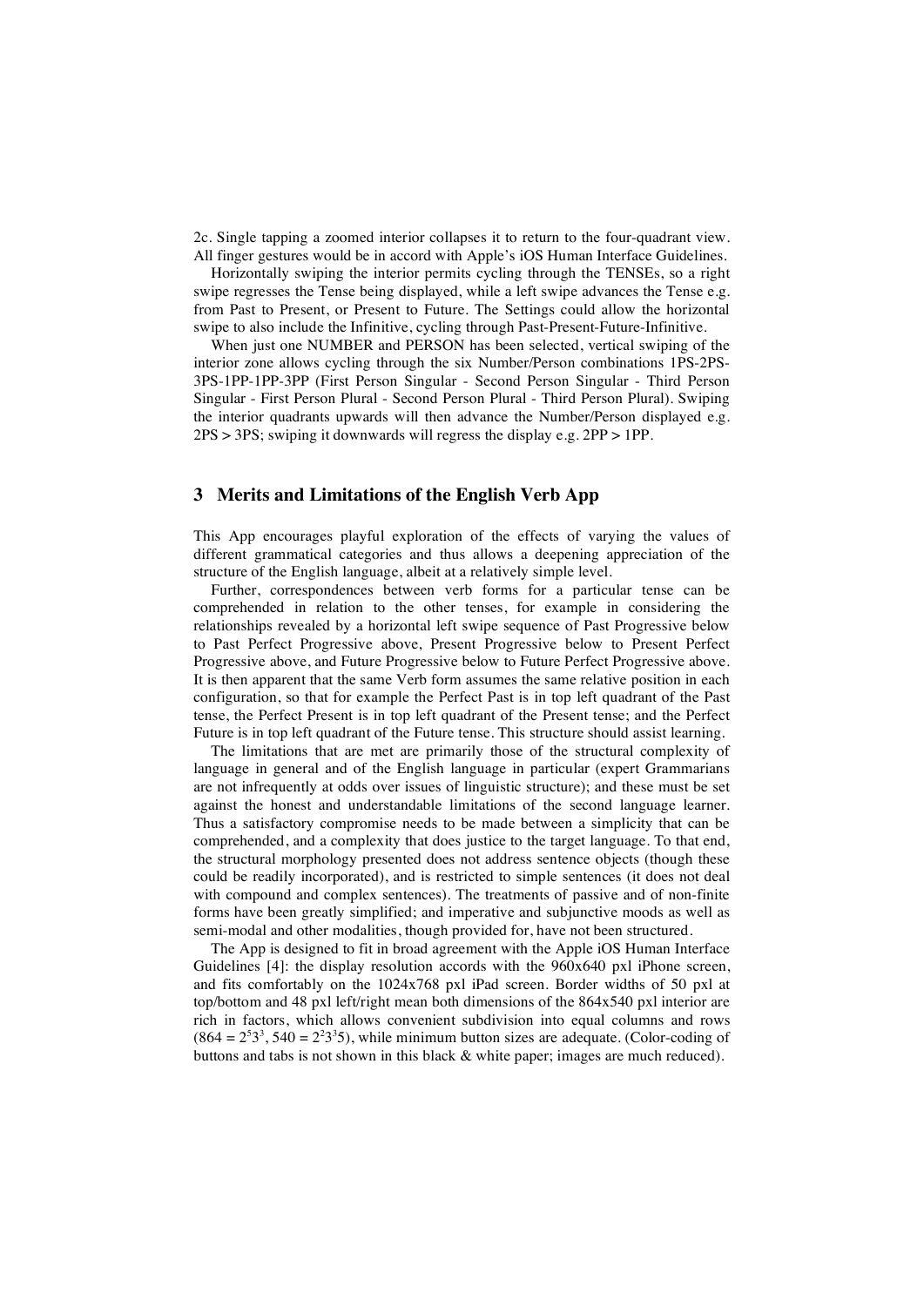2c. Single tapping a zoomed interior collapses it to return to the four-quadrant view. All finger gestures would be in accord with Apple's iOS Human Interface Guidelines.

Horizontally swiping the interior permits cycling through the TENSEs, so a right swipe regresses the Tense being displayed, while a left swipe advances the Tense e.g. from Past to Present, or Present to Future. The Settings could allow the horizontal swipe to also include the Infinitive, cycling through Past-Present-Future-Infinitive.

When just one NUMBER and PERSON has been selected, vertical swiping of the interior zone allows cycling through the six Number/Person combinations 1PS-2PS-3PS-1PP-1PP-3PP (First Person Singular - Second Person Singular - Third Person Singular - First Person Plural - Second Person Plural - Third Person Plural). Swiping the interior quadrants upwards will then advance the Number/Person displayed e.g. 2PS > 3PS; swiping it downwards will regress the display e.g. 2PP > 1PP.

## 3 Merits and Limitations of the English Verb App

This App encourages playful exploration of the effects of varying the values of different grammatical categories and thus allows a deepening appreciation of the structure of the English language, albeit at a relatively simple level.

Further, correspondences between verb forms for a particular tense can be comprehended in relation to the other tenses, for example in considering the relationships revealed by a horizontal left swipe sequence of Past Progressive below to Past Perfect Progressive above, Present Progressive below to Present Perfect Progressive above, and Future Progressive below to Future Perfect Progressive above. It is then apparent that the same Verb form assumes the same relative position in each configuration, so that for example the Perfect Past is in top left quadrant of the Past tense, the Perfect Present is in top left quadrant of the Present tense; and the Perfect Future is in top left quadrant of the Future tense. This structure should assist learning.

The limitations that are met are primarily those of the structural complexity of language in general and of the English language in particular (expert Grammarians are not infrequently at odds over issues of linguistic structure); and these must be set against the honest and understandable limitations of the second language learner. Thus a satisfactory compromise needs to be made between a simplicity that can be comprehended, and a complexity that does justice to the target language. To that end, the structural morphology presented does not address sentence objects (though these could be readily incorporated), and is restricted to simple sentences (it does not deal with compound and complex sentences). The treatments of passive and of non-finite forms have been greatly simplified; and imperative and subjunctive moods as well as semi-modal and other modalities, though provided for, have not been structured.

The App is designed to fit in broad agreement with the Apple iOS Human Interface Guidelines [4]: the display resolution accords with the 960x640 pxl iPhone screen, and fits comfortably on the 1024x768 pxl iPad screen. Border widths of 50 pxl at top/bottom and 48 pxl left/right mean both dimensions of the 864x540 pxl interior are rich in factors, which allows convenient subdivision into equal columns and rows ($864 = 2^5 3^3$, $540 = 2^2 3^3 5$), while minimum button sizes are adequate. (Color-coding of buttons and tabs is not shown in this black & white paper; images are much reduced).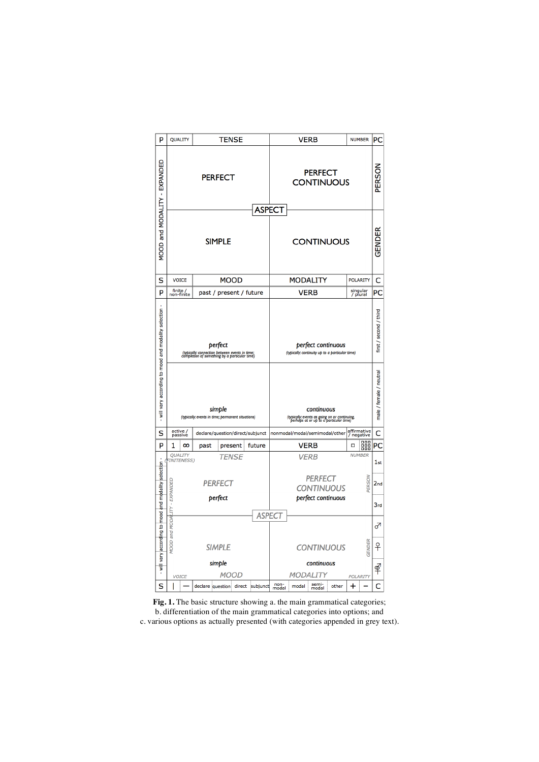| P | QUALITY | TENSE | VERB | NUMBER | PC |
|---|---|---|---|---|---|
| MOOD and MODALITY - EXPANDED | PERFECT | | PERFECT CONTINUOUS | | PERSON |
| | ASPECT | | | | |
| | SIMPLE | | CONTINUOUS | | GENDER |
| S | VOICE | MOOD | MODALITY | POLARITY | C |

| P | finite / non-finite | past / present / future | VERB | singular / plural | PC |
|---|---|---|---|---|---|
| - will vary according to mood and modality selection - | *perfect* (typically: connection between events in time; completion of something by a particular time) | | *perfect continuous* (typically: continuity up to a particular time) | | first / second / third |
| | *simple* (typically: events in time; permanent situations) | | *continuous* (typically: events as going on or continuing, perhaps at or up to a particular time) | | male / female / neutral |
| S | active / passive | declare/question/direct/subjunct | nonmodal/modal/semimodal/other | affirmative / negative | C |

| P | 1 | ∞ | past | present | future | VERB | ◻ | ▦ | PC |
|---|---|---|---|---|---|---|---|---|---|
| - will vary according to mood and modality selection - | QUALITY (FINITENESS) | | TENSE | | | VERB | NUMBER | | 1st |
| | MOOD and MODALITY - EXPANDED | | PERFECT *perfect* | | | PERFECT CONTINUOUS *perfect continuous* | PERSON | | 2nd |
| | | | | | | | | | 3rd |
| | | | ASPECT | | | | | | ♂ |
| | | | SIMPLE *simple* | | | CONTINUOUS *continuous* | GENDER | | ♀ |
| | VOICE | | MOOD | | | MODALITY | POLARITY | | ⚥ |
| S | \| | — | declare | question | direct | subjunct | non-modal | modal | semi-modal | other | + | − | C |

**Fig. 1.** The basic structure showing a. the main grammatical categories; b. differentiation of the main grammatical categories into options; and c. various options as actually presented (with categories appended in grey text).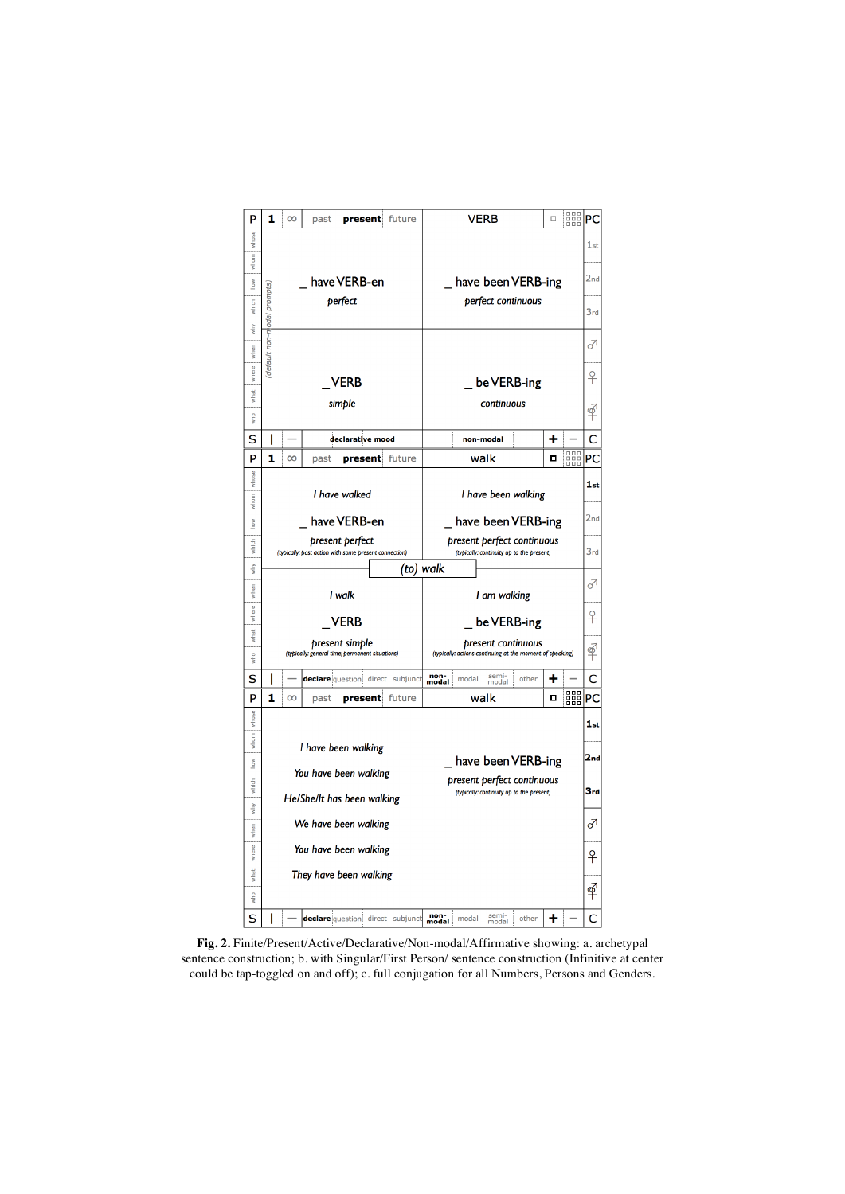| P | 1 | ∞ | past | **present** | future | VERB | □ | PC |
|---|---|---|---|---|---|---|---|---|
| whose / whom / how / which / why / when / where / what / who | (default non-modal prompts) | | _ have VERB-en *perfect* | | | _ have been VERB-ing *perfect continuous* | | 1st / 2nd / 3rd |
| | | | _ VERB *simple* | | | _ be VERB-ing *continuous* | | ♂ / ♀ / ⚥ |
| S | I | — | declarative mood | | | non-modal | + − | C |

| P | 1 | ∞ | past | **present** | future | walk | □ | PC |
|---|---|---|---|---|---|---|---|---|
| whose / whom / how / which / why | | | *I have walked* _ have VERB-en *present perfect* (typically: past action with some present connection) | | | *I have been walking* _ have been VERB-ing *present perfect continuous* (typically: continuity up to the present) | | **1st** / 2nd / 3rd |
| | | | *(to) walk* | | | | | |
| when / where / what / who | | | *I walk* _ VERB *present simple* (typically: general time; permanent situations) | | | *I am walking* _ be VERB-ing *present continuous* (typically: actions continuing at the moment of speaking) | | ♂ / ♀ / ⚥ |
| S | I | — | **declare** question direct subjunct | | | **non-modal** modal semi-modal other | + − | C |

| P | 1 | ∞ | past | **present** | future | walk | □ | PC |
|---|---|---|---|---|---|---|---|---|
| whose / whom / how / which / why / when / where / what / who | | | *I have been walking* *You have been walking* *He/She/It has been walking* *We have been walking* *You have been walking* *They have been walking* | | | _ have been VERB-ing *present perfect continuous* (typically: continuity up to the present) | | **1st** / **2nd** / **3rd** / ♂ / ♀ / ⚥ |
| S | I | — | **declare** question direct subjunct | | | **non-modal** modal semi-modal other | + − | C |

**Fig. 2.** Finite/Present/Active/Declarative/Non-modal/Affirmative showing: a. archetypal sentence construction; b. with Singular/First Person/ sentence construction (Infinitive at center could be tap-toggled on and off); c. full conjugation for all Numbers, Persons and Genders.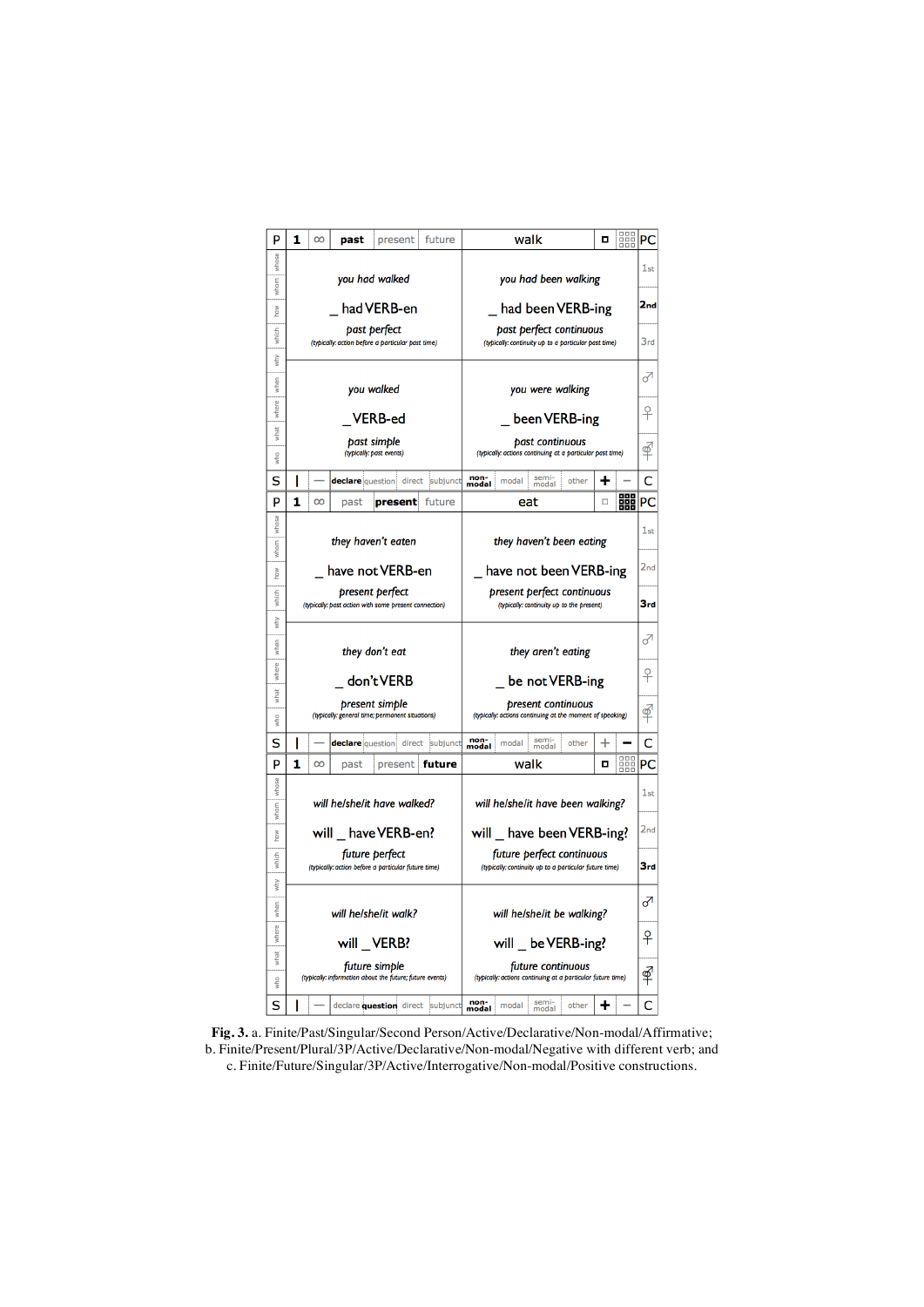| P | 1 | ∞ | **past** | present | future | walk | | PC |
|---|---|---|---|---|---|---|---|---|
| whose / whom / how / which / why | | | *you had walked*<br><br>_ had VERB-en<br><br>*past perfect*<br>(typically: action before a particular past time) | | | *you had been walking*<br><br>_ had been VERB-ing<br><br>*past perfect continuous*<br>(typically: continuity up to a particular past time) | | 1st / **2nd** / 3rd |
| when / where / what / who | | | *you walked*<br><br>_VERB-ed<br><br>*past simple*<br>(typically: past events) | | | *you were walking*<br><br>_ been VERB-ing<br><br>*past continuous*<br>(typically: actions continuing at a particular past time) | | ♂ / ♀ / ⚥ |
| S | I | — | **declare** question direct subjunct | | | **non-modal** modal semi-modal other | **+** − | C |

| P | 1 | ∞ | past | **present** | future | eat | | PC |
|---|---|---|---|---|---|---|---|---|
| whose / whom / how / which / why | | | *they haven't eaten*<br><br>_ have not VERB-en<br><br>*present perfect*<br>(typically: past action with some present connection) | | | *they haven't been eating*<br><br>_ have not been VERB-ing<br><br>*present perfect continuous*<br>(typically: continuity up to the present) | | 1st / 2nd / **3rd** |
| when / where / what / who | | | *they don't eat*<br><br>_ don't VERB<br><br>*present simple*<br>(typically: general time; permanent situations) | | | *they aren't eating*<br><br>_ be not VERB-ing<br><br>*present continuous*<br>(typically: actions continuing at the moment of speaking) | | ♂ / ♀ / ⚥ |
| S | I | — | **declare** question direct subjunct | | | **non-modal** modal semi-modal other | + **−** | C |

| P | 1 | ∞ | past | present | **future** | walk | | PC |
|---|---|---|---|---|---|---|---|---|
| whose / whom / how / which / why | | | *will he/she/it have walked?*<br><br>will _ have VERB-en?<br><br>*future perfect*<br>(typically: action before a particular future time) | | | *will he/she/it have been walking?*<br><br>will _ have been VERB-ing?<br><br>*future perfect continuous*<br>(typically: continuity up to a particular future time) | | 1st / 2nd / **3rd** |
| when / where / what / who | | | *will he/she/it walk?*<br><br>will _ VERB?<br><br>*future simple*<br>(typically: information about the future; future events) | | | *will he/she/it be walking?*<br><br>will _ be VERB-ing?<br><br>*future continuous*<br>(typically: actions continuing at a particular future time) | | ♂ / ♀ / ⚥ |
| S | I | — | declare **question** direct subjunct | | | **non-modal** modal semi-modal other | **+** − | C |

**Fig. 3.** a. Finite/Past/Singular/Second Person/Active/Declarative/Non-modal/Affirmative; b. Finite/Present/Plural/3P/Active/Declarative/Non-modal/Negative with different verb; and c. Finite/Future/Singular/3P/Active/Interrogative/Non-modal/Positive constructions.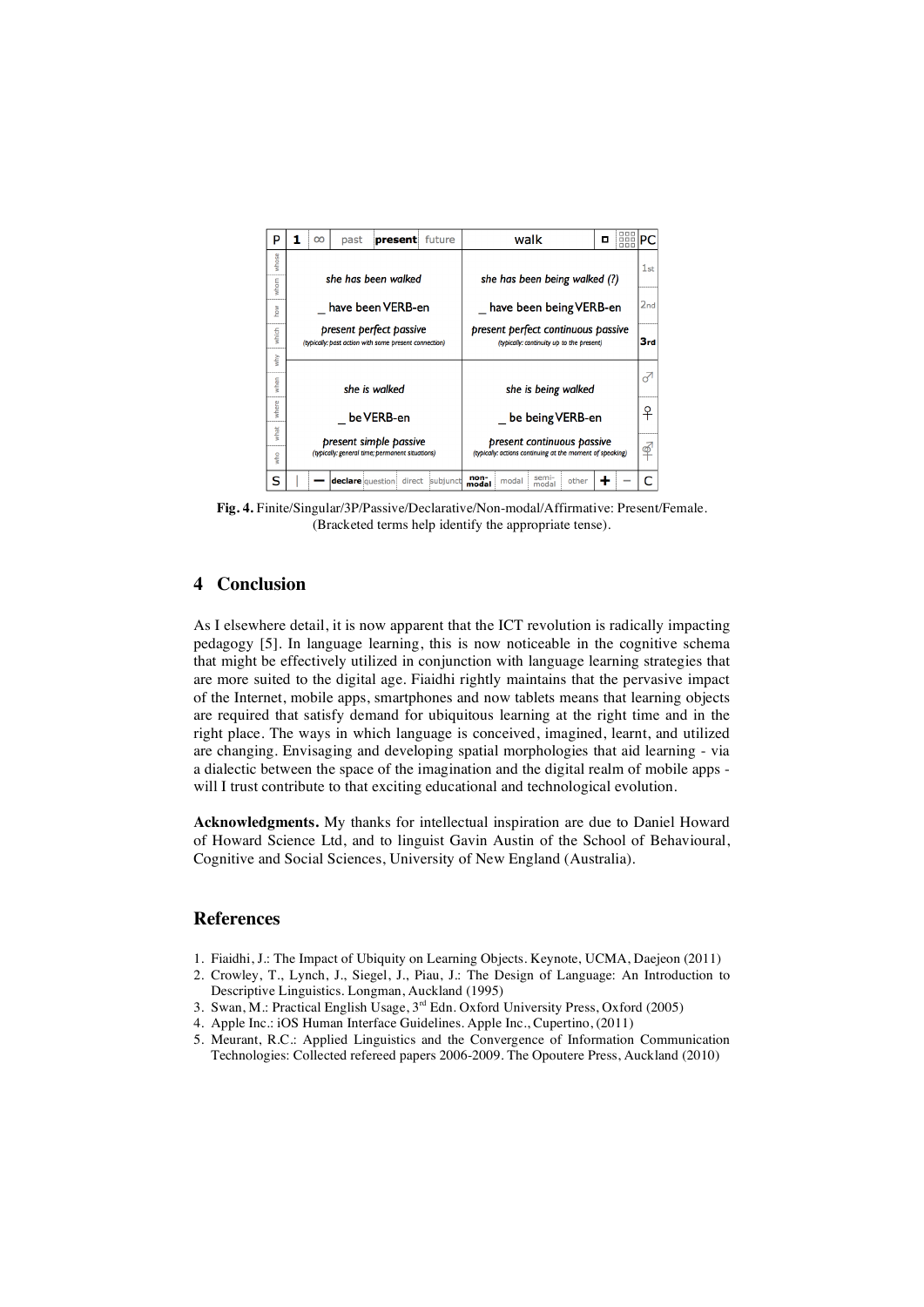P | 1 | ∞ | past | **present** | future | walk | PC

whose
whom
how
which
why
when
where
what
who

*she has been walked*

_ have been VERB-en

*present perfect passive*
*(typically: past action with some present connection)*

*she has been being walked (?)*

_ have been being VERB-en

*present perfect continuous passive*
*(typically: continuity up to the present)*

1st
2nd
**3rd**

*she is walked*

_ be VERB-en

*present simple passive*
*(typically: general time; permanent situations)*

*she is being walked*

_ be being VERB-en

*present continuous passive*
*(typically: actions continuing at the moment of speaking)*

♂
♀
⚥

S | | | — | **declare** | question | direct | subjunct | **non-modal** | modal | semi-modal | other | **+** | − | C

**Fig. 4.** Finite/Singular/3P/Passive/Declarative/Non-modal/Affirmative: Present/Female. (Bracketed terms help identify the appropriate tense).

## 4 Conclusion

As I elsewhere detail, it is now apparent that the ICT revolution is radically impacting pedagogy [5]. In language learning, this is now noticeable in the cognitive schema that might be effectively utilized in conjunction with language learning strategies that are more suited to the digital age. Fiaidhi rightly maintains that the pervasive impact of the Internet, mobile apps, smartphones and now tablets means that learning objects are required that satisfy demand for ubiquitous learning at the right time and in the right place. The ways in which language is conceived, imagined, learnt, and utilized are changing. Envisaging and developing spatial morphologies that aid learning - via a dialectic between the space of the imagination and the digital realm of mobile apps - will I trust contribute to that exciting educational and technological evolution.

**Acknowledgments.** My thanks for intellectual inspiration are due to Daniel Howard of Howard Science Ltd, and to linguist Gavin Austin of the School of Behavioural, Cognitive and Social Sciences, University of New England (Australia).

## References

1. Fiaidhi, J.: The Impact of Ubiquity on Learning Objects. Keynote, UCMA, Daejeon (2011)
2. Crowley, T., Lynch, J., Siegel, J., Piau, J.: The Design of Language: An Introduction to Descriptive Linguistics. Longman, Auckland (1995)
3. Swan, M.: Practical English Usage, 3rd Edn. Oxford University Press, Oxford (2005)
4. Apple Inc.: iOS Human Interface Guidelines. Apple Inc., Cupertino, (2011)
5. Meurant, R.C.: Applied Linguistics and the Convergence of Information Communication Technologies: Collected refereed papers 2006-2009. The Opoutere Press, Auckland (2010)